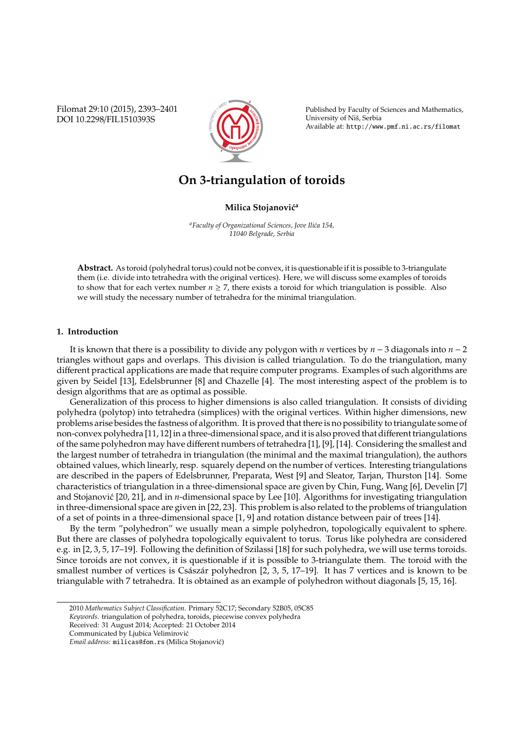# On 3-triangulation of toroids

**Milica Stojanović**[a]

[a] *Faculty of Organizational Sciences, Jove Ilića 154, 11040 Belgrade, Serbia*

**Abstract.** As toroid (polyhedral torus) could not be convex, it is questionable if it is possible to 3-triangulate them (i.e. divide into tetrahedra with the original vertices). Here, we will discuss some examples of toroids to show that for each vertex number $n \geq 7$, there exists a toroid for which triangulation is possible. Also we will study the necessary number of tetrahedra for the minimal triangulation.

## 1. Introduction

It is known that there is a possibility to divide any polygon with $n$ vertices by $n-3$ diagonals into $n-2$ triangles without gaps and overlaps. This division is called triangulation. To do the triangulation, many different practical applications are made that require computer programs. Examples of such algorithms are given by Seidel [13], Edelsbrunner [8] and Chazelle [4]. The most interesting aspect of the problem is to design algorithms that are as optimal as possible.

Generalization of this process to higher dimensions is also called triangulation. It consists of dividing polyhedra (polytop) into tetrahedra (simplices) with the original vertices. Within higher dimensions, new problems arise besides the fastness of algorithm. It is proved that there is no possibility to triangulate some of non-convex polyhedra [11, 12] in a three-dimensional space, and it is also proved that different triangulations of the same polyhedron may have different numbers of tetrahedra [1], [9], [14]. Considering the smallest and the largest number of tetrahedra in triangulation (the minimal and the maximal triangulation), the authors obtained values, which linearly, resp. squarely depend on the number of vertices. Interesting triangulations are described in the papers of Edelsbrunner, Preparata, West [9] and Sleator, Tarjan, Thurston [14]. Some characteristics of triangulation in a three-dimensional space are given by Chin, Fung, Wang [6], Develin [7] and Stojanović [20, 21], and in $n$-dimensional space by Lee [10]. Algorithms for investigating triangulation in three-dimensional space are given in [22, 23]. This problem is also related to the problems of triangulation of a set of points in a three-dimensional space [1, 9] and rotation distance between pair of trees [14].

By the term "polyhedron" we usually mean a simple polyhedron, topologically equivalent to sphere. But there are classes of polyhedra topologically equivalent to torus. Torus like polyhedra are considered e.g. in [2, 3, 5, 17–19]. Following the definition of Szilassi [18] for such polyhedra, we will use terms toroids. Since toroids are not convex, it is questionable if it is possible to 3-triangulate them. The toroid with the smallest number of vertices is Császár polyhedron [2, 3, 5, 17–19]. It has 7 vertices and is known to be triangulable with 7 tetrahedra. It is obtained as an example of polyhedron without diagonals [5, 15, 16].

---

2010 *Mathematics Subject Classification*. Primary 52C17; Secondary 52B05, 05C85

*Keywords*. triangulation of polyhedra, toroids, piecewise convex polyhedra

Received: 31 August 2014; Accepted: 21 October 2014

Communicated by Ljubica Velimirović

*Email address:* milicas@fon.rs (Milica Stojanović)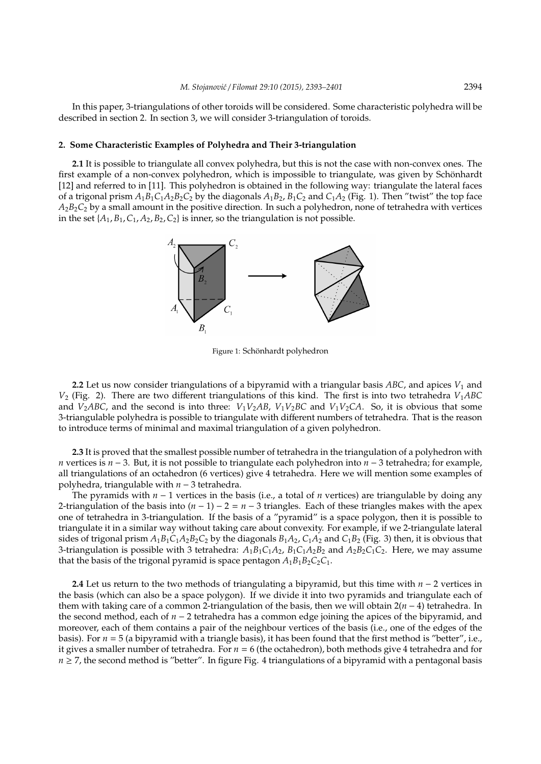In this paper, 3-triangulations of other toroids will be considered. Some characteristic polyhedra will be described in section 2. In section 3, we will consider 3-triangulation of toroids.

## 2. Some Characteristic Examples of Polyhedra and Their 3-triangulation

**2.1** It is possible to triangulate all convex polyhedra, but this is not the case with non-convex ones. The first example of a non-convex polyhedron, which is impossible to triangulate, was given by Schönhardt [12] and referred to in [11]. This polyhedron is obtained in the following way: triangulate the lateral faces of a trigonal prism $A_1B_1C_1A_2B_2C_2$ by the diagonals $A_1B_2$, $B_1C_2$ and $C_1A_2$ (Fig. 1). Then "twist" the top face $A_2B_2C_2$ by a small amount in the positive direction. In such a polyhedron, none of tetrahedra with vertices in the set $\{A_1, B_1, C_1, A_2, B_2, C_2\}$ is inner, so the triangulation is not possible.

Figure 1: Schönhardt polyhedron

**2.2** Let us now consider triangulations of a bipyramid with a triangular basis $ABC$, and apices $V_1$ and $V_2$ (Fig. 2). There are two different triangulations of this kind. The first is into two tetrahedra $V_1ABC$ and $V_2ABC$, and the second is into three: $V_1V_2AB$, $V_1V_2BC$ and $V_1V_2CA$. So, it is obvious that some 3-triangulable polyhedra is possible to triangulate with different numbers of tetrahedra. That is the reason to introduce terms of minimal and maximal triangulation of a given polyhedron.

**2.3** It is proved that the smallest possible number of tetrahedra in the triangulation of a polyhedron with $n$ vertices is $n-3$. But, it is not possible to triangulate each polyhedron into $n-3$ tetrahedra; for example, all triangulations of an octahedron (6 vertices) give 4 tetrahedra. Here we will mention some examples of polyhedra, triangulable with $n-3$ tetrahedra.

The pyramids with $n-1$ vertices in the basis (i.e., a total of $n$ vertices) are triangulable by doing any 2-triangulation of the basis into $(n-1)-2 = n-3$ triangles. Each of these triangles makes with the apex one of tetrahedra in 3-triangulation. If the basis of a "pyramid" is a space polygon, then it is possible to triangulate it in a similar way without taking care about convexity. For example, if we 2-triangulate lateral sides of trigonal prism $A_1B_1C_1A_2B_2C_2$ by the diagonals $B_1A_2$, $C_1A_2$ and $C_1B_2$ (Fig. 3) then, it is obvious that 3-triangulation is possible with 3 tetrahedra: $A_1B_1C_1A_2$, $B_1C_1A_2B_2$ and $A_2B_2C_1C_2$. Here, we may assume that the basis of the trigonal pyramid is space pentagon $A_1B_1B_2C_2C_1$.

**2.4** Let us return to the two methods of triangulating a bipyramid, but this time with $n-2$ vertices in the basis (which can also be a space polygon). If we divide it into two pyramids and triangulate each of them with taking care of a common 2-triangulation of the basis, then we will obtain $2(n-4)$ tetrahedra. In the second method, each of $n-2$ tetrahedra has a common edge joining the apices of the bipyramid, and moreover, each of them contains a pair of the neighbour vertices of the basis (i.e., one of the edges of the basis). For $n = 5$ (a bipyramid with a triangle basis), it has been found that the first method is "better", i.e., it gives a smaller number of tetrahedra. For $n = 6$ (the octahedron), both methods give 4 tetrahedra and for $n \geq 7$, the second method is "better". In figure Fig. 4 triangulations of a bipyramid with a pentagonal basis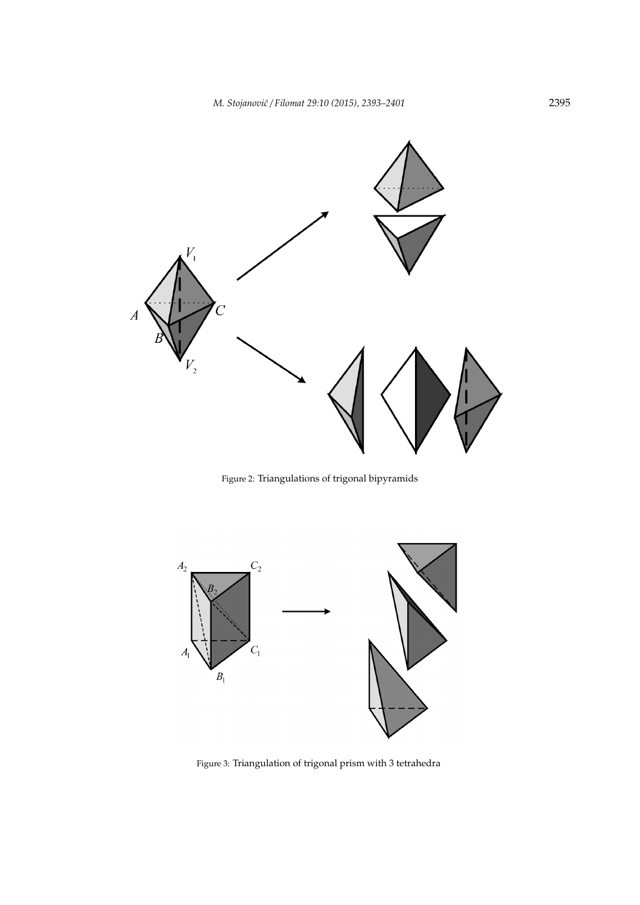Figure 2: Triangulations of trigonal bipyramids

Figure 3: Triangulation of trigonal prism with 3 tetrahedra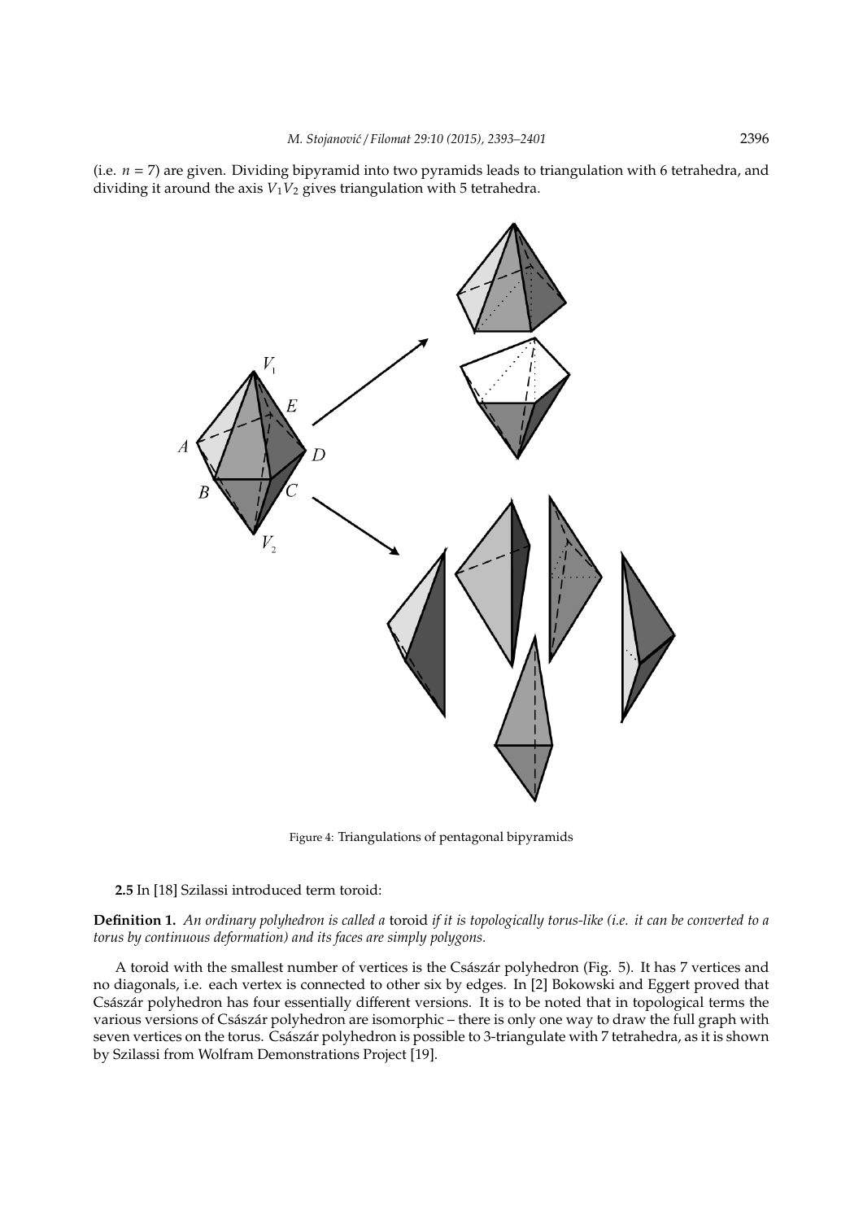(i.e. $n = 7$) are given. Dividing bipyramid into two pyramids leads to triangulation with 6 tetrahedra, and dividing it around the axis $V_1V_2$ gives triangulation with 5 tetrahedra.

Figure 4: Triangulations of pentagonal bipyramids

**2.5** In [18] Szilassi introduced term toroid:

**Definition 1.** *An ordinary polyhedron is called a* toroid *if it is topologically torus-like (i.e. it can be converted to a torus by continuous deformation) and its faces are simply polygons.*

A toroid with the smallest number of vertices is the Császár polyhedron (Fig. 5). It has 7 vertices and no diagonals, i.e. each vertex is connected to other six by edges. In [2] Bokowski and Eggert proved that Császár polyhedron has four essentially different versions. It is to be noted that in topological terms the various versions of Császár polyhedron are isomorphic – there is only one way to draw the full graph with seven vertices on the torus. Császár polyhedron is possible to 3-triangulate with 7 tetrahedra, as it is shown by Szilassi from Wolfram Demonstrations Project [19].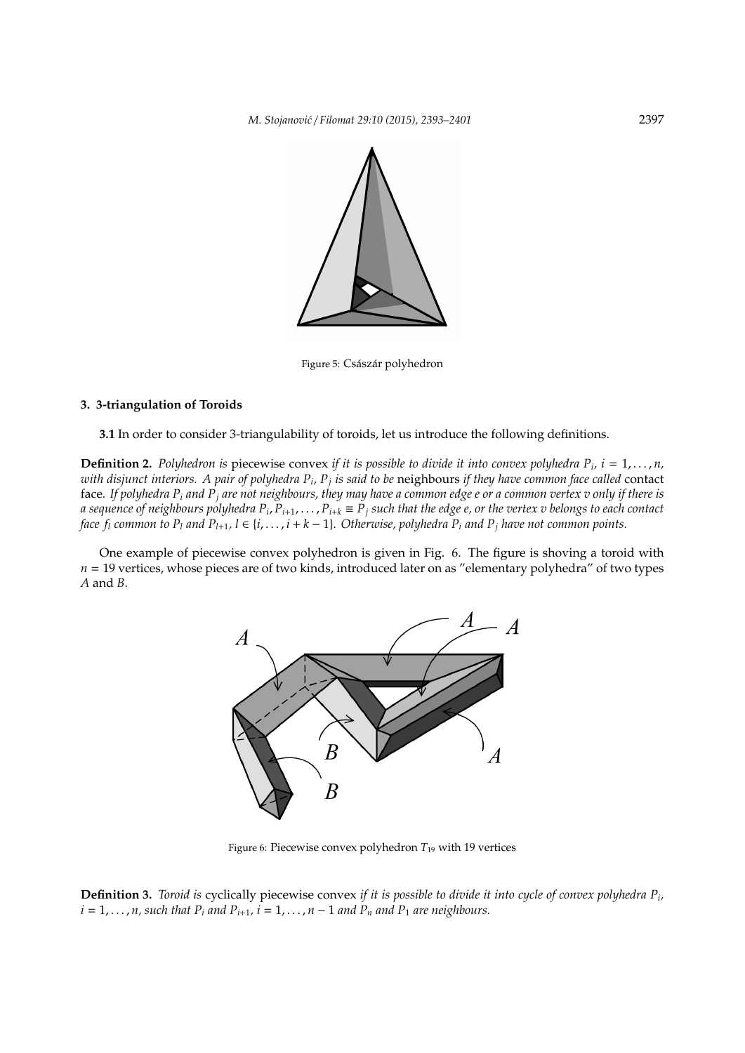Figure 5: Császár polyhedron

### 3. 3-triangulation of Toroids

**3.1** In order to consider 3-triangulability of toroids, let us introduce the following definitions.

**Definition 2.** *Polyhedron is* piecewise convex *if it is possible to divide it into convex polyhedra $P_i$, $i = 1, \ldots, n$, with disjunct interiors. A pair of polyhedra $P_i$, $P_j$ is said to be* neighbours *if they have common face called* contact face*. If polyhedra $P_i$ and $P_j$ are not neighbours, they may have a common edge $e$ or a common vertex $v$ only if there is a sequence of neighbours polyhedra $P_i, P_{i+1}, \ldots, P_{i+k} \equiv P_j$ such that the edge $e$, or the vertex $v$ belongs to each contact face $f_l$ common to $P_l$ and $P_{l+1}$, $l \in \{i, \ldots, i+k-1\}$. Otherwise, polyhedra $P_i$ and $P_j$ have not common points.*

One example of piecewise convex polyhedron is given in Fig. 6. The figure is shoving a toroid with $n = 19$ vertices, whose pieces are of two kinds, introduced later on as "elementary polyhedra" of two types $A$ and $B$.

Figure 6: Piecewise convex polyhedron $T_{19}$ with 19 vertices

**Definition 3.** *Toroid is* cyclically piecewise convex *if it is possible to divide it into cycle of convex polyhedra $P_i$, $i = 1, \ldots, n$, such that $P_i$ and $P_{i+1}$, $i = 1, \ldots, n-1$ and $P_n$ and $P_1$ are neighbours.*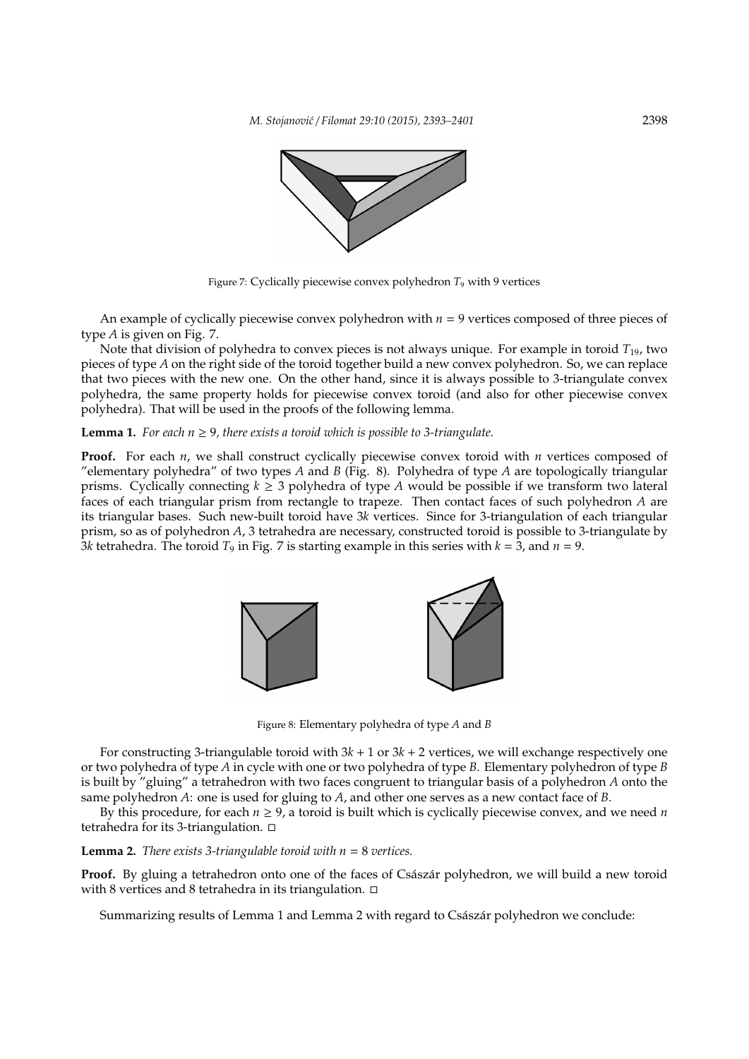Figure 7: Cyclically piecewise convex polyhedron $T_9$ with 9 vertices

An example of cyclically piecewise convex polyhedron with $n = 9$ vertices composed of three pieces of type $A$ is given on Fig. 7.

Note that division of polyhedra to convex pieces is not always unique. For example in toroid $T_{19}$, two pieces of type $A$ on the right side of the toroid together build a new convex polyhedron. So, we can replace that two pieces with the new one. On the other hand, since it is always possible to 3-triangulate convex polyhedra, the same property holds for piecewise convex toroid (and also for other piecewise convex polyhedra). That will be used in the proofs of the following lemma.

**Lemma 1.** *For each $n \geq 9$, there exists a toroid which is possible to 3-triangulate.*

**Proof.** For each $n$, we shall construct cyclically piecewise convex toroid with $n$ vertices composed of "elementary polyhedra" of two types $A$ and $B$ (Fig. 8). Polyhedra of type $A$ are topologically triangular prisms. Cyclically connecting $k \geq 3$ polyhedra of type $A$ would be possible if we transform two lateral faces of each triangular prism from rectangle to trapeze. Then contact faces of such polyhedron $A$ are its triangular bases. Such new-built toroid have $3k$ vertices. Since for 3-triangulation of each triangular prism, so as of polyhedron $A$, 3 tetrahedra are necessary, constructed toroid is possible to 3-triangulate by $3k$ tetrahedra. The toroid $T_9$ in Fig. 7 is starting example in this series with $k = 3$, and $n = 9$.

Figure 8: Elementary polyhedra of type $A$ and $B$

For constructing 3-triangulable toroid with $3k + 1$ or $3k + 2$ vertices, we will exchange respectively one or two polyhedra of type $A$ in cycle with one or two polyhedra of type $B$. Elementary polyhedron of type $B$ is built by "gluing" a tetrahedron with two faces congruent to triangular basis of a polyhedron $A$ onto the same polyhedron $A$: one is used for gluing to $A$, and other one serves as a new contact face of $B$.

By this procedure, for each $n \geq 9$, a toroid is built which is cyclically piecewise convex, and we need $n$ tetrahedra for its 3-triangulation. □

**Lemma 2.** *There exists 3-triangulable toroid with $n = 8$ vertices.*

**Proof.** By gluing a tetrahedron onto one of the faces of Császár polyhedron, we will build a new toroid with 8 vertices and 8 tetrahedra in its triangulation. □

Summarizing results of Lemma 1 and Lemma 2 with regard to Császár polyhedron we conclude: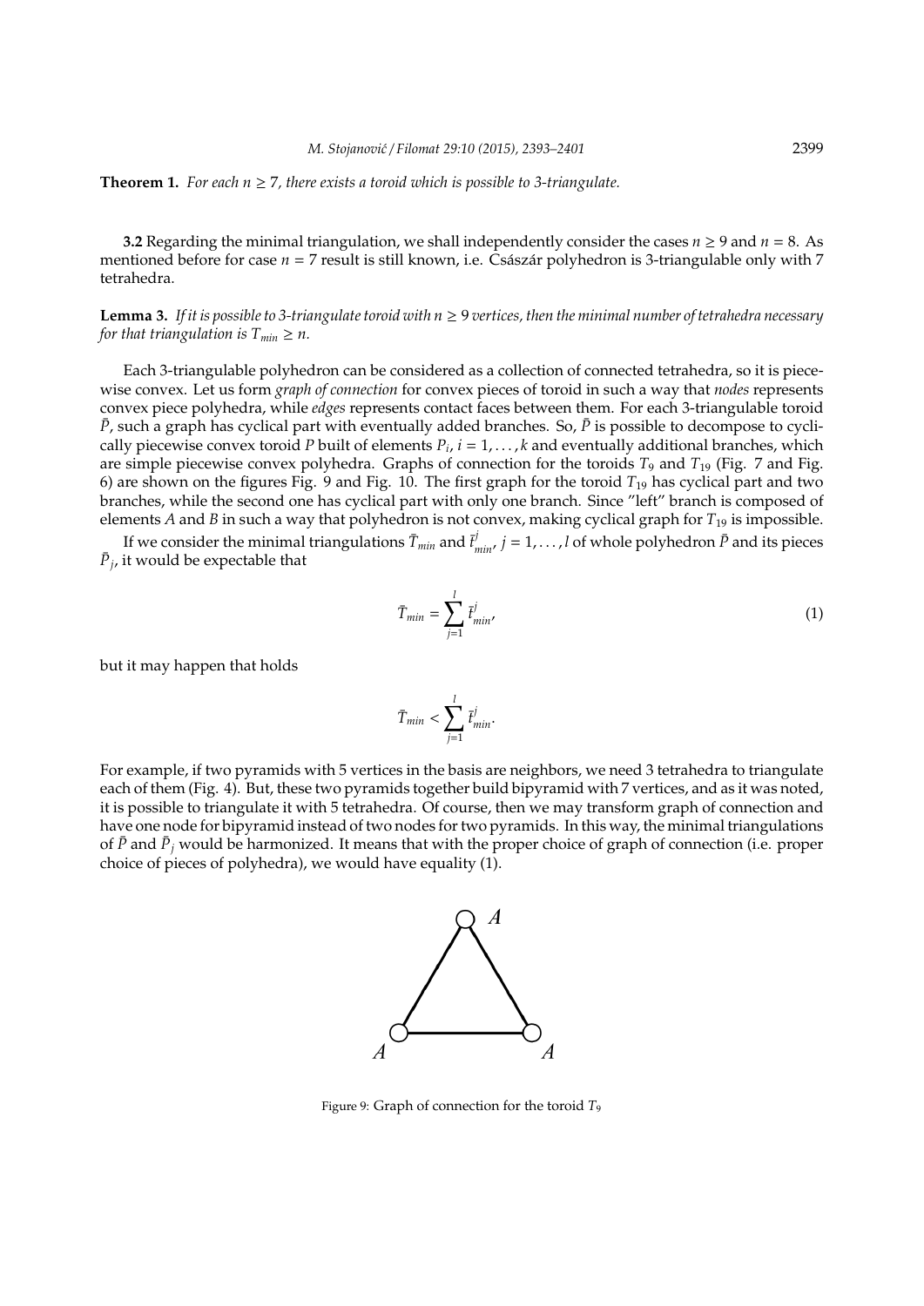**Theorem 1.** *For each $n \geq 7$, there exists a toroid which is possible to 3-triangulate.*

**3.2** Regarding the minimal triangulation, we shall independently consider the cases $n \geq 9$ and $n = 8$. As mentioned before for case $n = 7$ result is still known, i.e. Császár polyhedron is 3-triangulable only with 7 tetrahedra.

**Lemma 3.** *If it is possible to 3-triangulate toroid with $n \geq 9$ vertices, then the minimal number of tetrahedra necessary for that triangulation is $T_{min} \geq n$.*

Each 3-triangulable polyhedron can be considered as a collection of connected tetrahedra, so it is piecewise convex. Let us form *graph of connection* for convex pieces of toroid in such a way that *nodes* represents convex piece polyhedra, while *edges* represents contact faces between them. For each 3-triangulable toroid $\bar{P}$, such a graph has cyclical part with eventually added branches. So, $\bar{P}$ is possible to decompose to cyclically piecewise convex toroid $P$ built of elements $P_i$, $i = 1, \ldots, k$ and eventually additional branches, which are simple piecewise convex polyhedra. Graphs of connection for the toroids $T_9$ and $T_{19}$ (Fig. 7 and Fig. 6) are shown on the figures Fig. 9 and Fig. 10. The first graph for the toroid $T_{19}$ has cyclical part and two branches, while the second one has cyclical part with only one branch. Since "left" branch is composed of elements $A$ and $B$ in such a way that polyhedron is not convex, making cyclical graph for $T_{19}$ is impossible.

If we consider the minimal triangulations $\bar{T}_{min}$ and $\bar{t}^{j}_{min}$, $j = 1, \ldots, l$ of whole polyhedron $\bar{P}$ and its pieces $\bar{P}_j$, it would be expectable that

$$\bar{T}_{min} = \sum_{j=1}^{l} \bar{t}^{j}_{min}, \tag{1}$$

but it may happen that holds

$$\bar{T}_{min} < \sum_{j=1}^{l} \bar{t}^{j}_{min}.$$

For example, if two pyramids with 5 vertices in the basis are neighbors, we need 3 tetrahedra to triangulate each of them (Fig. 4). But, these two pyramids together build bipyramid with 7 vertices, and as it was noted, it is possible to triangulate it with 5 tetrahedra. Of course, then we may transform graph of connection and have one node for bipyramid instead of two nodes for two pyramids. In this way, the minimal triangulations of $\bar{P}$ and $\bar{P}_j$ would be harmonized. It means that with the proper choice of graph of connection (i.e. proper choice of pieces of polyhedra), we would have equality (1).

Figure 9: Graph of connection for the toroid $T_9$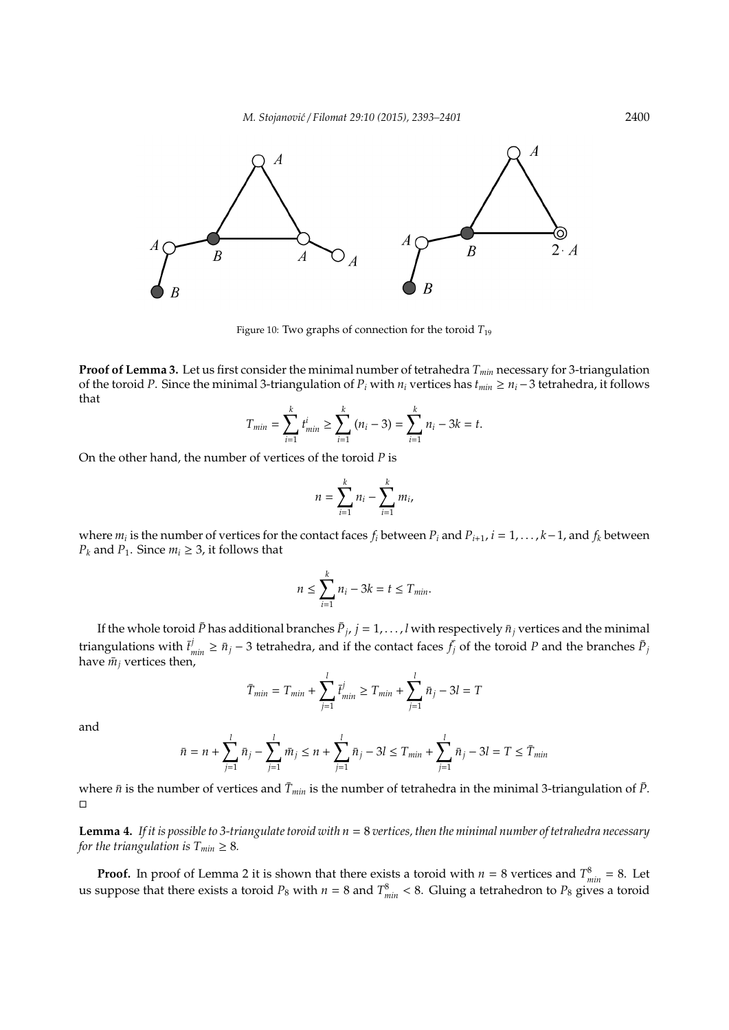Figure 10: Two graphs of connection for the toroid $T_{19}$

**Proof of Lemma 3.** Let us first consider the minimal number of tetrahedra $T_{min}$ necessary for 3-triangulation of the toroid $P$. Since the minimal 3-triangulation of $P_i$ with $n_i$ vertices has $t_{min} \geq n_i - 3$ tetrahedra, it follows that

$$T_{min} = \sum_{i=1}^{k} t_{min}^{i} \geq \sum_{i=1}^{k} (n_i - 3) = \sum_{i=1}^{k} n_i - 3k = t.$$

On the other hand, the number of vertices of the toroid $P$ is

$$n = \sum_{i=1}^{k} n_i - \sum_{i=1}^{k} m_i,$$

where $m_i$ is the number of vertices for the contact faces $f_i$ between $P_i$ and $P_{i+1}$, $i = 1, \ldots, k-1$, and $f_k$ between $P_k$ and $P_1$. Since $m_i \geq 3$, it follows that

$$n \leq \sum_{i=1}^{k} n_i - 3k = t \leq T_{min}.$$

If the whole toroid $\bar{P}$ has additional branches $\bar{P}_j$, $j = 1, \ldots, l$ with respectively $\bar{n}_j$ vertices and the minimal triangulations with $\bar{t}_{min}^{j} \geq \bar{n}_j - 3$ tetrahedra, and if the contact faces $\bar{f}_j$ of the toroid $P$ and the branches $\bar{P}_j$ have $\bar{m}_j$ vertices then,

$$\bar{T}_{min} = T_{min} + \sum_{j=1}^{l} \bar{t}_{min}^{j} \geq T_{min} + \sum_{j=1}^{l} \bar{n}_j - 3l = T$$

and

$$\bar{n} = n + \sum_{j=1}^{l} \bar{n}_j - \sum_{j=1}^{l} \bar{m}_j \leq n + \sum_{j=1}^{l} \bar{n}_j - 3l \leq T_{min} + \sum_{j=1}^{l} \bar{n}_j - 3l = T \leq \bar{T}_{min}$$

where $\bar{n}$ is the number of vertices and $\bar{T}_{min}$ is the number of tetrahedra in the minimal 3-triangulation of $\bar{P}$. □

**Lemma 4.** *If it is possible to 3-triangulate toroid with $n = 8$ vertices, then the minimal number of tetrahedra necessary for the triangulation is $T_{min} \geq 8$.*

**Proof.** In proof of Lemma 2 it is shown that there exists a toroid with $n = 8$ vertices and $T_{min}^{8} = 8$. Let us suppose that there exists a toroid $P_8$ with $n = 8$ and $T_{min}^{8} < 8$. Gluing a tetrahedron to $P_8$ gives a toroid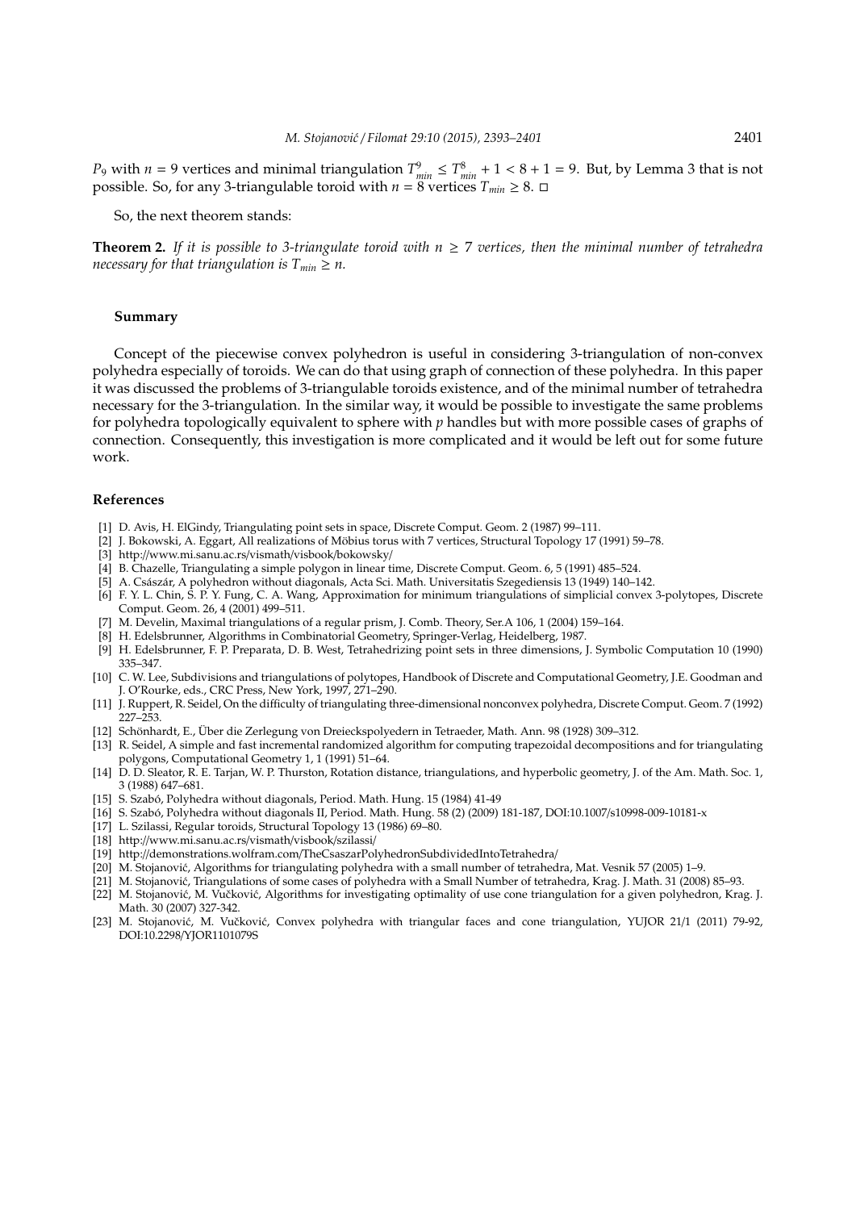$P_9$ with $n = 9$ vertices and minimal triangulation $T^9_{min} \leq T^8_{min} + 1 < 8 + 1 = 9$. But, by Lemma 3 that is not possible. So, for any 3-triangulable toroid with $n = 8$ vertices $T_{min} \geq 8$. □

So, the next theorem stands:

**Theorem 2.** *If it is possible to 3-triangulate toroid with $n \geq 7$ vertices, then the minimal number of tetrahedra necessary for that triangulation is $T_{min} \geq n$.*

### Summary

Concept of the piecewise convex polyhedron is useful in considering 3-triangulation of non-convex polyhedra especially of toroids. We can do that using graph of connection of these polyhedra. In this paper it was discussed the problems of 3-triangulable toroids existence, and of the minimal number of tetrahedra necessary for the 3-triangulation. In the similar way, it would be possible to investigate the same problems for polyhedra topologically equivalent to sphere with $p$ handles but with more possible cases of graphs of connection. Consequently, this investigation is more complicated and it would be left out for some future work.

### References

[1] D. Avis, H. ElGindy, Triangulating point sets in space, Discrete Comput. Geom. 2 (1987) 99–111.

[2] J. Bokowski, A. Eggart, All realizations of Möbius torus with 7 vertices, Structural Topology 17 (1991) 59–78.

[3] http://www.mi.sanu.ac.rs/vismath/visbook/bokowsky/

[4] B. Chazelle, Triangulating a simple polygon in linear time, Discrete Comput. Geom. 6, 5 (1991) 485–524.

[5] A. Császár, A polyhedron without diagonals, Acta Sci. Math. Universitatis Szegediensis 13 (1949) 140–142.

[6] F. Y. L. Chin, S. P. Y. Fung, C. A. Wang, Approximation for minimum triangulations of simplicial convex 3-polytopes, Discrete Comput. Geom. 26, 4 (2001) 499–511.

[7] M. Develin, Maximal triangulations of a regular prism, J. Comb. Theory, Ser.A 106, 1 (2004) 159–164.

[8] H. Edelsbrunner, Algorithms in Combinatorial Geometry, Springer-Verlag, Heidelberg, 1987.

[9] H. Edelsbrunner, F. P. Preparata, D. B. West, Tetrahedrizing point sets in three dimensions, J. Symbolic Computation 10 (1990) 335–347.

[10] C. W. Lee, Subdivisions and triangulations of polytopes, Handbook of Discrete and Computational Geometry, J.E. Goodman and J. O'Rourke, eds., CRC Press, New York, 1997, 271–290.

[11] J. Ruppert, R. Seidel, On the difficulty of triangulating three-dimensional nonconvex polyhedra, Discrete Comput. Geom. 7 (1992) 227–253.

[12] Schönhardt, E., Über die Zerlegung von Dreieckspolyedern in Tetraeder, Math. Ann. 98 (1928) 309–312.

[13] R. Seidel, A simple and fast incremental randomized algorithm for computing trapezoidal decompositions and for triangulating polygons, Computational Geometry 1, 1 (1991) 51–64.

[14] D. D. Sleator, R. E. Tarjan, W. P. Thurston, Rotation distance, triangulations, and hyperbolic geometry, J. of the Am. Math. Soc. 1, 3 (1988) 647–681.

[15] S. Szabó, Polyhedra without diagonals, Period. Math. Hung. 15 (1984) 41-49

[16] S. Szabó, Polyhedra without diagonals II, Period. Math. Hung. 58 (2) (2009) 181-187, DOI:10.1007/s10998-009-10181-x

[17] L. Szilassi, Regular toroids, Structural Topology 13 (1986) 69–80.

[18] http://www.mi.sanu.ac.rs/vismath/visbook/szilassi/

[19] http://demonstrations.wolfram.com/TheCsaszarPolyhedronSubdividedIntoTetrahedra/

[20] M. Stojanović, Algorithms for triangulating polyhedra with a small number of tetrahedra, Mat. Vesnik 57 (2005) 1–9.

[21] M. Stojanović, Triangulations of some cases of polyhedra with a Small Number of tetrahedra, Krag. J. Math. 31 (2008) 85–93.

[22] M. Stojanović, M. Vučković, Algorithms for investigating optimality of use cone triangulation for a given polyhedron, Krag. J. Math. 30 (2007) 327-342.

[23] M. Stojanović, M. Vučković, Convex polyhedra with triangular faces and cone triangulation, YUJOR 21/1 (2011) 79-92, DOI:10.2298/YJOR1101079S